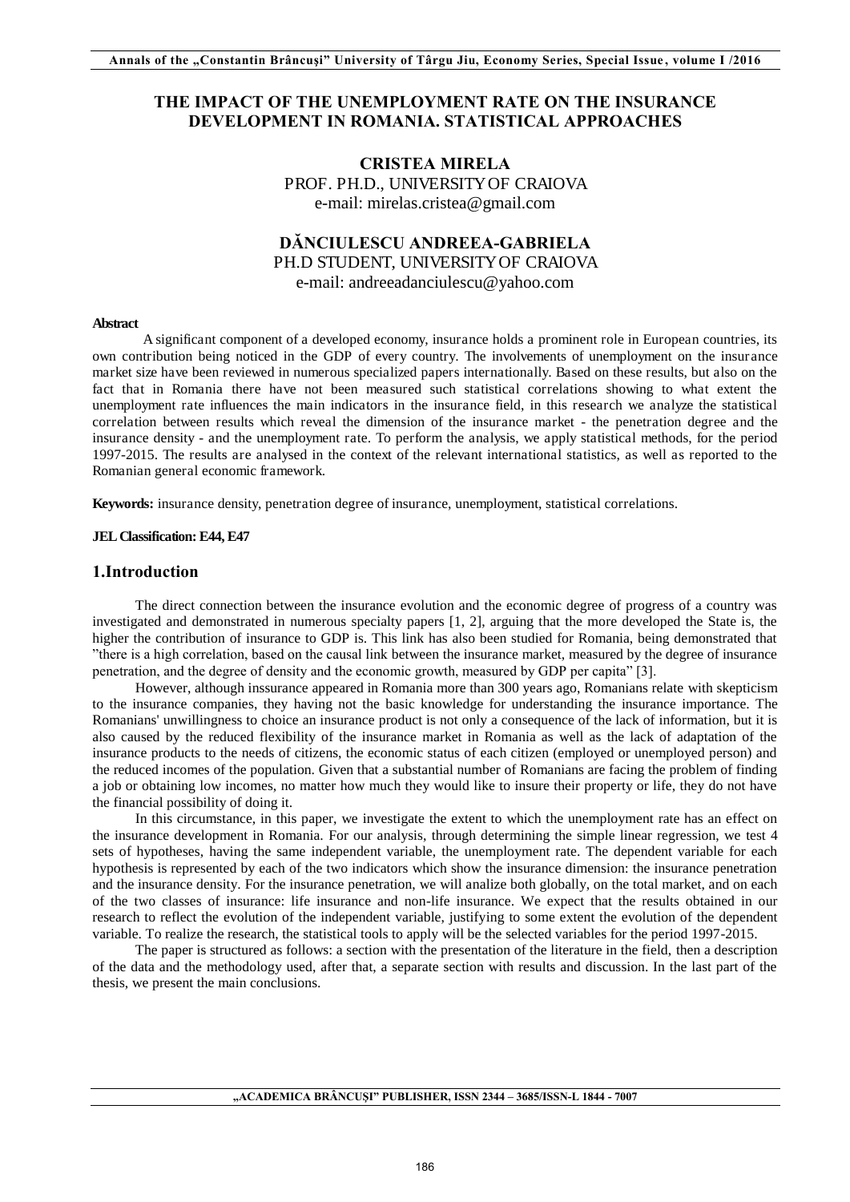# THE IMPACT OF THE UNEMPLOYMENT RATE ON THE INSURANCE DEVELOPMENT IN ROMANIA. STATISTICAL APPROACHES

**CRISTEA MIRELA**
PROF. PH.D., UNIVERSITY OF CRAIOVA
e-mail: mirelas.cristea@gmail.com

**DĂNCIULESCU ANDREEA-GABRIELA**
PH.D STUDENT, UNIVERSITY OF CRAIOVA
e-mail: andreeadanciulescu@yahoo.com

**Abstract**

A significant component of a developed economy, insurance holds a prominent role in European countries, its own contribution being noticed in the GDP of every country. The involvements of unemployment on the insurance market size have been reviewed in numerous specialized papers internationally. Based on these results, but also on the fact that in Romania there have not been measured such statistical correlations showing to what extent the unemployment rate influences the main indicators in the insurance field, in this research we analyze the statistical correlation between results which reveal the dimension of the insurance market - the penetration degree and the insurance density - and the unemployment rate. To perform the analysis, we apply statistical methods, for the period 1997-2015. The results are analysed in the context of the relevant international statistics, as well as reported to the Romanian general economic framework.

**Keywords:** insurance density, penetration degree of insurance, unemployment, statistical correlations.

**JEL Classification: E44, E47**

## 1.Introduction

The direct connection between the insurance evolution and the economic degree of progress of a country was investigated and demonstrated in numerous specialty papers [1, 2], arguing that the more developed the State is, the higher the contribution of insurance to GDP is. This link has also been studied for Romania, being demonstrated that "there is a high correlation, based on the causal link between the insurance market, measured by the degree of insurance penetration, and the degree of density and the economic growth, measured by GDP per capita" [3].

However, although inssurance appeared in Romania more than 300 years ago, Romanians relate with skepticism to the insurance companies, they having not the basic knowledge for understanding the insurance importance. The Romanians' unwillingness to choice an insurance product is not only a consequence of the lack of information, but it is also caused by the reduced flexibility of the insurance market in Romania as well as the lack of adaptation of the insurance products to the needs of citizens, the economic status of each citizen (employed or unemployed person) and the reduced incomes of the population. Given that a substantial number of Romanians are facing the problem of finding a job or obtaining low incomes, no matter how much they would like to insure their property or life, they do not have the financial possibility of doing it.

In this circumstance, in this paper, we investigate the extent to which the unemployment rate has an effect on the insurance development in Romania. For our analysis, through determining the simple linear regression, we test 4 sets of hypotheses, having the same independent variable, the unemployment rate. The dependent variable for each hypothesis is represented by each of the two indicators which show the insurance dimension: the insurance penetration and the insurance density. For the insurance penetration, we will analize both globally, on the total market, and on each of the two classes of insurance: life insurance and non-life insurance. We expect that the results obtained in our research to reflect the evolution of the independent variable, justifying to some extent the evolution of the dependent variable. To realize the research, the statistical tools to apply will be the selected variables for the period 1997-2015.

The paper is structured as follows: a section with the presentation of the literature in the field, then a description of the data and the methodology used, after that, a separate section with results and discussion. In the last part of the thesis, we present the main conclusions.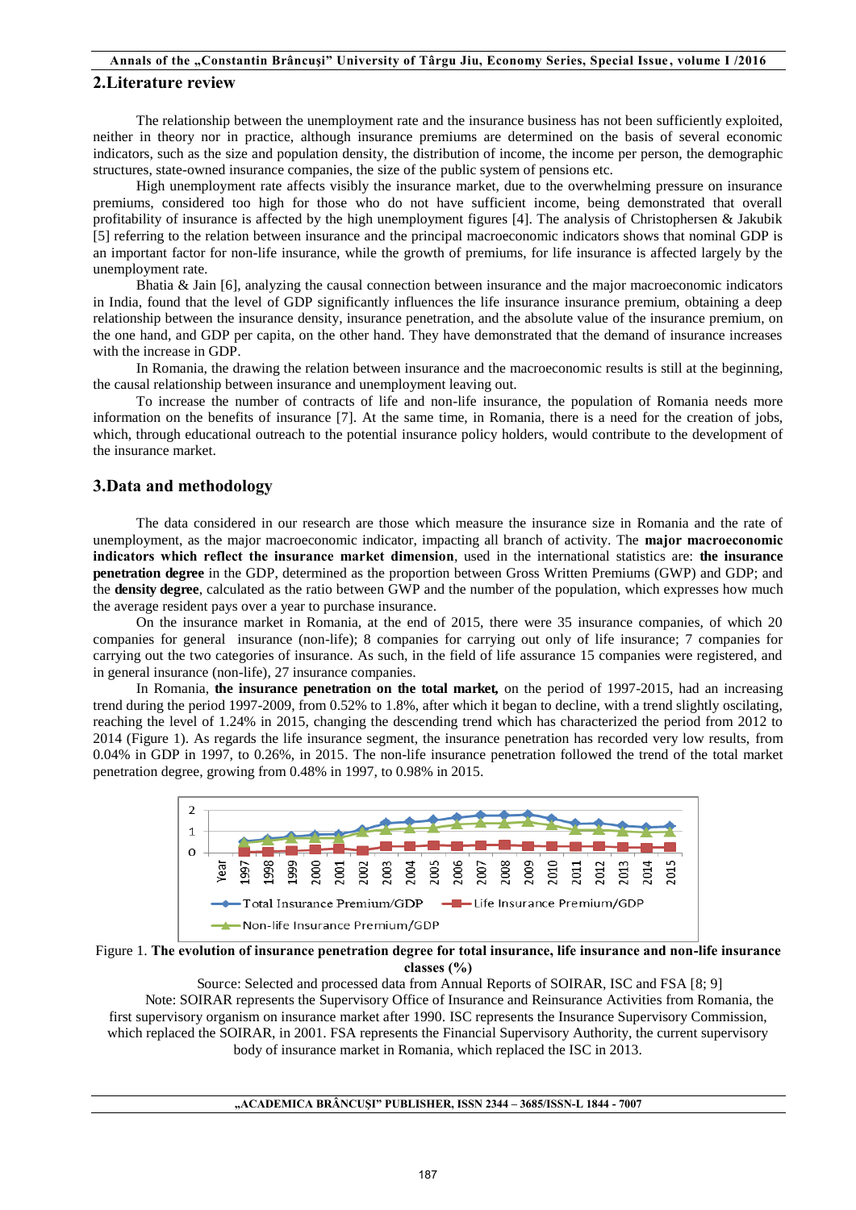## 2.Literature review

The relationship between the unemployment rate and the insurance business has not been sufficiently exploited, neither in theory nor in practice, although insurance premiums are determined on the basis of several economic indicators, such as the size and population density, the distribution of income, the income per person, the demographic structures, state-owned insurance companies, the size of the public system of pensions etc.

High unemployment rate affects visibly the insurance market, due to the overwhelming pressure on insurance premiums, considered too high for those who do not have sufficient income, being demonstrated that overall profitability of insurance is affected by the high unemployment figures [4]. The analysis of Christophersen & Jakubik [5] referring to the relation between insurance and the principal macroeconomic indicators shows that nominal GDP is an important factor for non-life insurance, while the growth of premiums, for life insurance is affected largely by the unemployment rate.

Bhatia & Jain [6], analyzing the causal connection between insurance and the major macroeconomic indicators in India, found that the level of GDP significantly influences the life insurance insurance premium, obtaining a deep relationship between the insurance density, insurance penetration, and the absolute value of the insurance premium, on the one hand, and GDP per capita, on the other hand. They have demonstrated that the demand of insurance increases with the increase in GDP.

In Romania, the drawing the relation between insurance and the macroeconomic results is still at the beginning, the causal relationship between insurance and unemployment leaving out.

To increase the number of contracts of life and non-life insurance, the population of Romania needs more information on the benefits of insurance [7]. At the same time, in Romania, there is a need for the creation of jobs, which, through educational outreach to the potential insurance policy holders, would contribute to the development of the insurance market.

## 3.Data and methodology

The data considered in our research are those which measure the insurance size in Romania and the rate of unemployment, as the major macroeconomic indicator, impacting all branch of activity. The **major macroeconomic indicators which reflect the insurance market dimension**, used in the international statistics are: **the insurance penetration degree** in the GDP, determined as the proportion between Gross Written Premiums (GWP) and GDP; and the **density degree**, calculated as the ratio between GWP and the number of the population, which expresses how much the average resident pays over a year to purchase insurance.

On the insurance market in Romania, at the end of 2015, there were 35 insurance companies, of which 20 companies for general insurance (non-life); 8 companies for carrying out only of life insurance; 7 companies for carrying out the two categories of insurance. As such, in the field of life assurance 15 companies were registered, and in general insurance (non-life), 27 insurance companies.

In Romania, **the insurance penetration on the total market,** on the period of 1997-2015, had an increasing trend during the period 1997-2009, from 0.52% to 1.8%, after which it began to decline, with a trend slightly oscilating, reaching the level of 1.24% in 2015, changing the descending trend which has characterized the period from 2012 to 2014 (Figure 1). As regards the life insurance segment, the insurance penetration has recorded very low results, from 0.04% in GDP in 1997, to 0.26%, in 2015. The non-life insurance penetration followed the trend of the total market penetration degree, growing from 0.48% in 1997, to 0.98% in 2015.

2
1
0
Year 1997 1998 1999 2000 2001 2002 2003 2004 2005 2006 2007 2008 2009 2010 2011 2012 2013 2014 2015
Total Insurance Premium/GDP
Life Insurance Premium/GDP
Non-life Insurance Premium/GDP

Figure 1. **The evolution of insurance penetration degree for total insurance, life insurance and non-life insurance classes (%)**

Source: Selected and processed data from Annual Reports of SOIRAR, ISC and FSA [8; 9]

Note: SOIRAR represents the Supervisory Office of Insurance and Reinsurance Activities from Romania, the first supervisory organism on insurance market after 1990. ISC represents the Insurance Supervisory Commission, which replaced the SOIRAR, in 2001. FSA represents the Financial Supervisory Authority, the current supervisory body of insurance market in Romania, which replaced the ISC in 2013.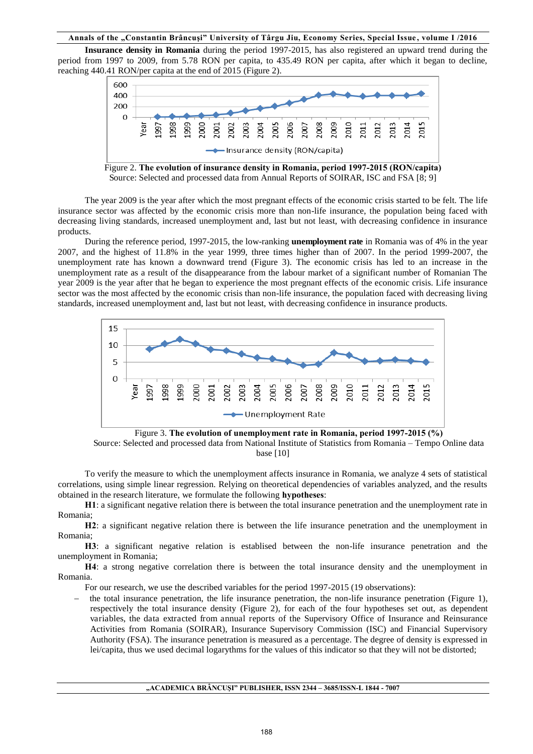**Insurance density in Romania** during the period 1997-2015, has also registered an upward trend during the period from 1997 to 2009, from 5.78 RON per capita, to 435.49 RON per capita, after which it began to decline, reaching 440.41 RON/per capita at the end of 2015 (Figure 2).

600
400
200
0
Year 1997 1998 1999 2000 2001 2002 2003 2004 2005 2006 2007 2008 2009 2010 2011 2012 2013 2014 2015
Insurance density (RON/capita)

Figure 2. **The evolution of insurance density in Romania, period 1997-2015 (RON/capita)**
Source: Selected and processed data from Annual Reports of SOIRAR, ISC and FSA [8; 9]

The year 2009 is the year after which the most pregnant effects of the economic crisis started to be felt. The life insurance sector was affected by the economic crisis more than non-life insurance, the population being faced with decreasing living standards, increased unemployment and, last but not least, with decreasing confidence in insurance products.

During the reference period, 1997-2015, the low-ranking **unemployment rate** in Romania was of 4% in the year 2007, and the highest of 11.8% in the year 1999, three times higher than of 2007. In the period 1999-2007, the unemployment rate has known a downward trend (Figure 3). The economic crisis has led to an increase in the unemployment rate as a result of the disappearance from the labour market of a significant number of Romanian The year 2009 is the year after that he began to experience the most pregnant effects of the economic crisis. Life insurance sector was the most affected by the economic crisis than non-life insurance, the population faced with decreasing living standards, increased unemployment and, last but not least, with decreasing confidence in insurance products.

15
10
5
0
Year 1997 1998 1999 2000 2001 2002 2003 2004 2005 2006 2007 2008 2009 2010 2011 2012 2013 2014 2015
Unemployment Rate

Figure 3. **The evolution of unemployment rate in Romania, period 1997-2015 (%)**
Source: Selected and processed data from National Institute of Statistics from Romania – Tempo Online data base [10]

To verify the measure to which the unemployment affects insurance in Romania, we analyze 4 sets of statistical correlations, using simple linear regression. Relying on theoretical dependencies of variables analyzed, and the results obtained in the research literature, we formulate the following **hypotheses**:

**H1**: a significant negative relation there is between the total insurance penetration and the unemployment rate in Romania;

**H2**: a significant negative relation there is between the life insurance penetration and the unemployment in Romania;

**H3**: a significant negative relation is establised between the non-life insurance penetration and the unemployment in Romania;

**H4**: a strong negative correlation there is between the total insurance density and the unemployment in Romania.

For our research, we use the described variables for the period 1997-2015 (19 observations):

- the total insurance penetration, the life insurance penetration, the non-life insurance penetration (Figure 1), respectively the total insurance density (Figure 2), for each of the four hypotheses set out, as dependent variables, the data extracted from annual reports of the Supervisory Office of Insurance and Reinsurance Activities from Romania (SOIRAR), Insurance Supervisory Commission (ISC) and Financial Supervisory Authority (FSA). The insurance penetration is measured as a percentage. The degree of density is expressed in lei/capita, thus we used decimal logarythms for the values of this indicator so that they will not be distorted;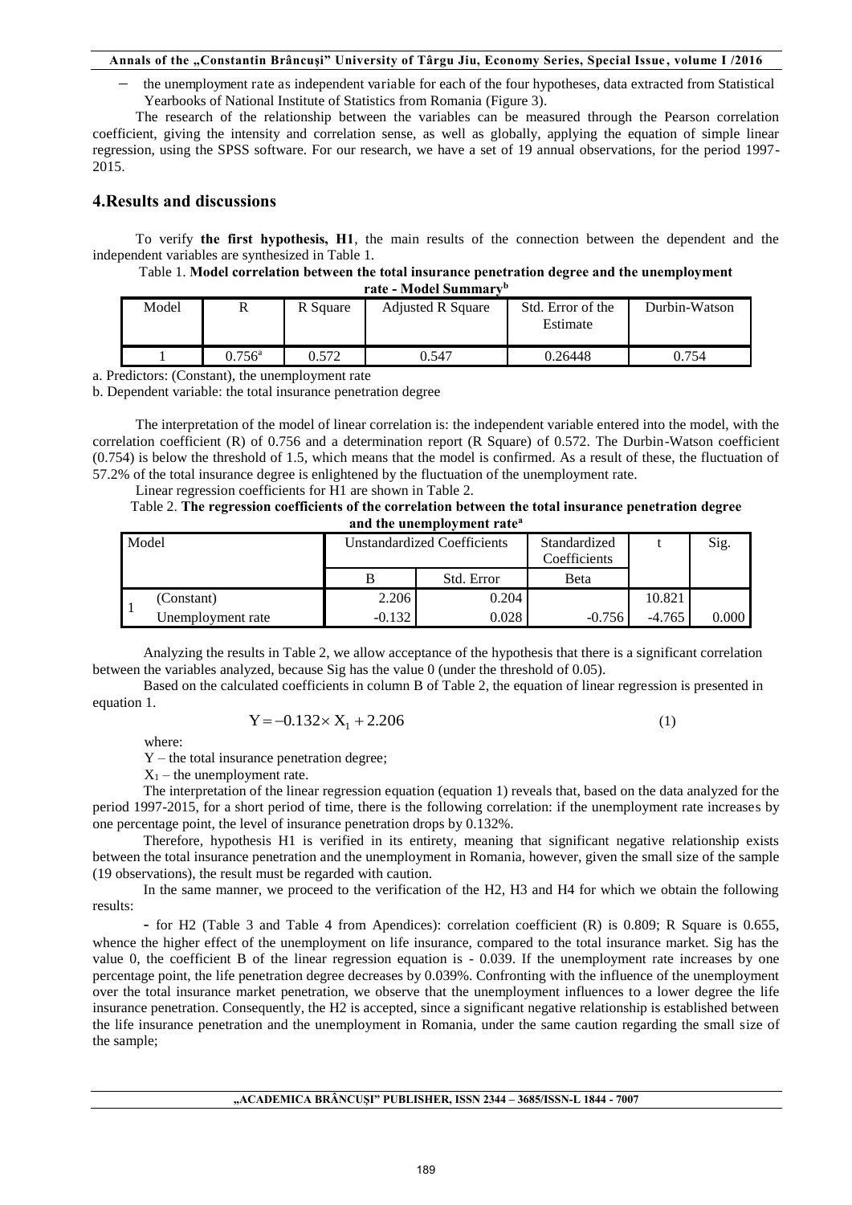– the unemployment rate as independent variable for each of the four hypotheses, data extracted from Statistical Yearbooks of National Institute of Statistics from Romania (Figure 3).

The research of the relationship between the variables can be measured through the Pearson correlation coefficient, giving the intensity and correlation sense, as well as globally, applying the equation of simple linear regression, using the SPSS software. For our research, we have a set of 19 annual observations, for the period 1997-2015.

## 4.Results and discussions

To verify **the first hypothesis, H1**, the main results of the connection between the dependent and the independent variables are synthesized in Table 1.

Table 1. **Model correlation between the total insurance penetration degree and the unemployment rate - Model Summary[b]**

| Model | R | R Square | Adjusted R Square | Std. Error of the Estimate | Durbin-Watson |
|---|---|---|---|---|---|
| 1 | 0.756[a] | 0.572 | 0.547 | 0.26448 | 0.754 |

a. Predictors: (Constant), the unemployment rate

b. Dependent variable: the total insurance penetration degree

The interpretation of the model of linear correlation is: the independent variable entered into the model, with the correlation coefficient (R) of 0.756 and a determination report (R Square) of 0.572. The Durbin-Watson coefficient (0.754) is below the threshold of 1.5, which means that the model is confirmed. As a result of these, the fluctuation of 57.2% of the total insurance degree is enlightened by the fluctuation of the unemployment rate.

Linear regression coefficients for H1 are shown in Table 2.

Table 2. **The regression coefficients of the correlation between the total insurance penetration degree and the unemployment rate[a]**

| Model | | Unstandardized Coefficients | | Standardized Coefficients | t | Sig. |
|---|---|---|---|---|---|---|
| | | B | Std. Error | Beta | | |
| 1 | (Constant) | 2.206 | 0.204 | | 10.821 | |
| | Unemployment rate | -0.132 | 0.028 | -0.756 | -4.765 | 0.000 |

Analyzing the results in Table 2, we allow acceptance of the hypothesis that there is a significant correlation between the variables analyzed, because Sig has the value 0 (under the threshold of 0.05).

Based on the calculated coefficients in column B of Table 2, the equation of linear regression is presented in equation 1.

$$Y = -0.132 \times X_1 + 2.206 \quad (1)$$

where:

Y – the total insurance penetration degree;

$X_1$ – the unemployment rate.

The interpretation of the linear regression equation (equation 1) reveals that, based on the data analyzed for the period 1997-2015, for a short period of time, there is the following correlation: if the unemployment rate increases by one percentage point, the level of insurance penetration drops by 0.132%.

Therefore, hypothesis H1 is verified in its entirety, meaning that significant negative relationship exists between the total insurance penetration and the unemployment in Romania, however, given the small size of the sample (19 observations), the result must be regarded with caution.

In the same manner, we proceed to the verification of the H2, H3 and H4 for which we obtain the following results:

- for H2 (Table 3 and Table 4 from Apendices): correlation coefficient (R) is 0.809; R Square is 0.655, whence the higher effect of the unemployment on life insurance, compared to the total insurance market. Sig has the value 0, the coefficient B of the linear regression equation is - 0.039. If the unemployment rate increases by one percentage point, the life penetration degree decreases by 0.039%. Confronting with the influence of the unemployment over the total insurance market penetration, we observe that the unemployment influences to a lower degree the life insurance penetration. Consequently, the H2 is accepted, since a significant negative relationship is established between the life insurance penetration and the unemployment in Romania, under the same caution regarding the small size of the sample;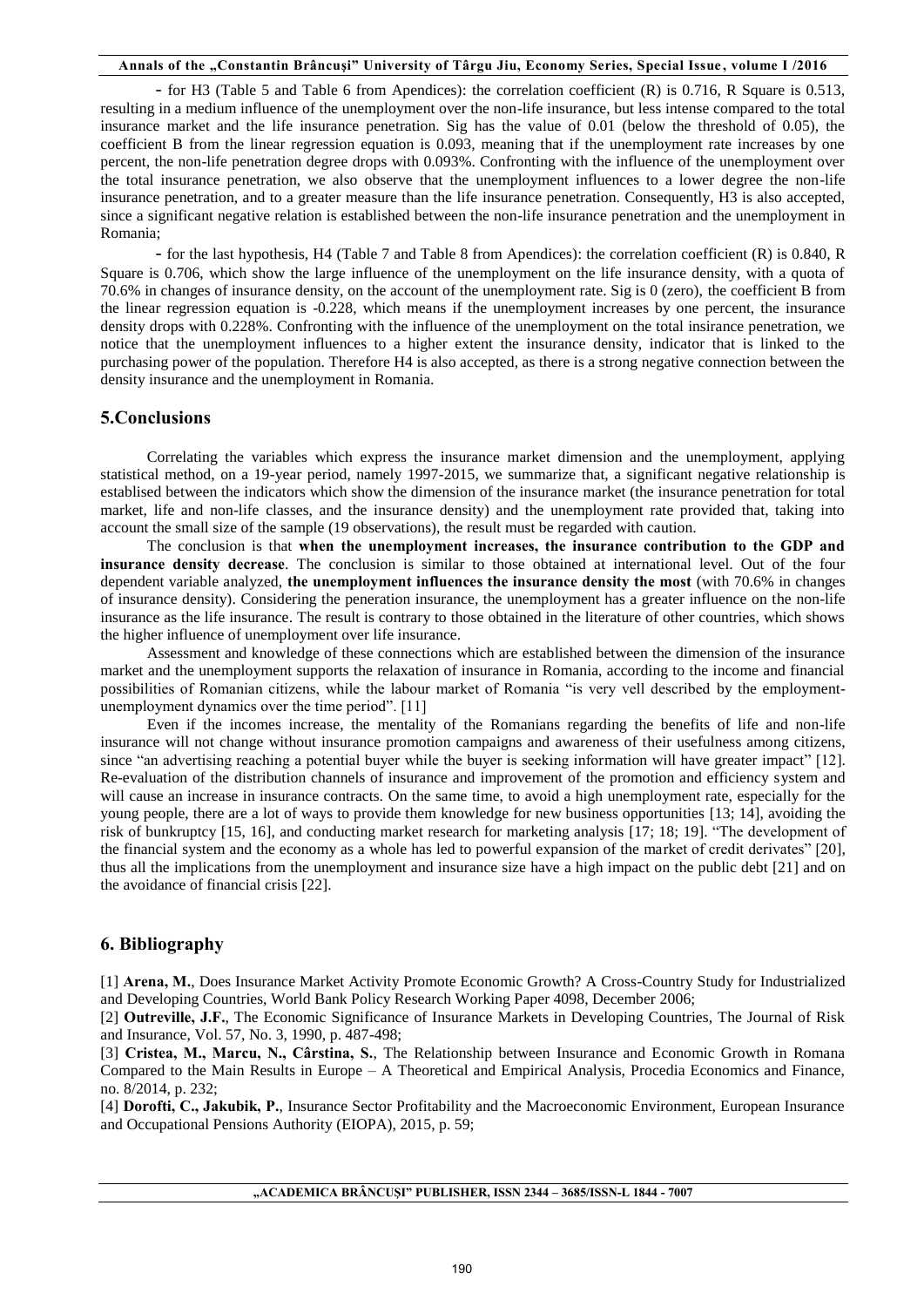- for H3 (Table 5 and Table 6 from Apendices): the correlation coefficient (R) is 0.716, R Square is 0.513, resulting in a medium influence of the unemployment over the non-life insurance, but less intense compared to the total insurance market and the life insurance penetration. Sig has the value of 0.01 (below the threshold of 0.05), the coefficient B from the linear regression equation is 0.093, meaning that if the unemployment rate increases by one percent, the non-life penetration degree drops with 0.093%. Confronting with the influence of the unemployment over the total insurance penetration, we also observe that the unemployment influences to a lower degree the non-life insurance penetration, and to a greater measure than the life insurance penetration. Consequently, H3 is also accepted, since a significant negative relation is established between the non-life insurance penetration and the unemployment in Romania;

- for the last hypothesis, H4 (Table 7 and Table 8 from Apendices): the correlation coefficient (R) is 0.840, R Square is 0.706, which show the large influence of the unemployment on the life insurance density, with a quota of 70.6% in changes of insurance density, on the account of the unemployment rate. Sig is 0 (zero), the coefficient B from the linear regression equation is -0.228, which means if the unemployment increases by one percent, the insurance density drops with 0.228%. Confronting with the influence of the unemployment on the total insirance penetration, we notice that the unemployment influences to a higher extent the insurance density, indicator that is linked to the purchasing power of the population. Therefore H4 is also accepted, as there is a strong negative connection between the density insurance and the unemployment in Romania.

## 5.Conclusions

Correlating the variables which express the insurance market dimension and the unemployment, applying statistical method, on a 19-year period, namely 1997-2015, we summarize that, a significant negative relationship is establised between the indicators which show the dimension of the insurance market (the insurance penetration for total market, life and non-life classes, and the insurance density) and the unemployment rate provided that, taking into account the small size of the sample (19 observations), the result must be regarded with caution.

The conclusion is that **when the unemployment increases, the insurance contribution to the GDP and insurance density decrease**. The conclusion is similar to those obtained at international level. Out of the four dependent variable analyzed, **the unemployment influences the insurance density the most** (with 70.6% in changes of insurance density). Considering the peneration insurance, the unemployment has a greater influence on the non-life insurance as the life insurance. The result is contrary to those obtained in the literature of other countries, which shows the higher influence of unemployment over life insurance.

Assessment and knowledge of these connections which are established between the dimension of the insurance market and the unemployment supports the relaxation of insurance in Romania, according to the income and financial possibilities of Romanian citizens, while the labour market of Romania "is very vell described by the employment-unemployment dynamics over the time period". [11]

Even if the incomes increase, the mentality of the Romanians regarding the benefits of life and non-life insurance will not change without insurance promotion campaigns and awareness of their usefulness among citizens, since "an advertising reaching a potential buyer while the buyer is seeking information will have greater impact" [12]. Re-evaluation of the distribution channels of insurance and improvement of the promotion and efficiency system and will cause an increase in insurance contracts. On the same time, to avoid a high unemployment rate, especially for the young people, there are a lot of ways to provide them knowledge for new business opportunities [13; 14], avoiding the risk of bunkruptcy [15, 16], and conducting market research for marketing analysis [17; 18; 19]. "The development of the financial system and the economy as a whole has led to powerful expansion of the market of credit derivates" [20], thus all the implications from the unemployment and insurance size have a high impact on the public debt [21] and on the avoidance of financial crisis [22].

## 6. Bibliography

[1] **Arena, M.**, Does Insurance Market Activity Promote Economic Growth? A Cross-Country Study for Industrialized and Developing Countries, World Bank Policy Research Working Paper 4098, December 2006;

[2] **Outreville, J.F.**, The Economic Significance of Insurance Markets in Developing Countries, The Journal of Risk and Insurance, Vol. 57, No. 3, 1990, p. 487-498;

[3] **Cristea, M., Marcu, N., Cârstina, S.**, The Relationship between Insurance and Economic Growth in Romana Compared to the Main Results in Europe – A Theoretical and Empirical Analysis, Procedia Economics and Finance, no. 8/2014, p. 232;

[4] **Dorofti, C., Jakubik, P.**, Insurance Sector Profitability and the Macroeconomic Environment, European Insurance and Occupational Pensions Authority (EIOPA), 2015, p. 59;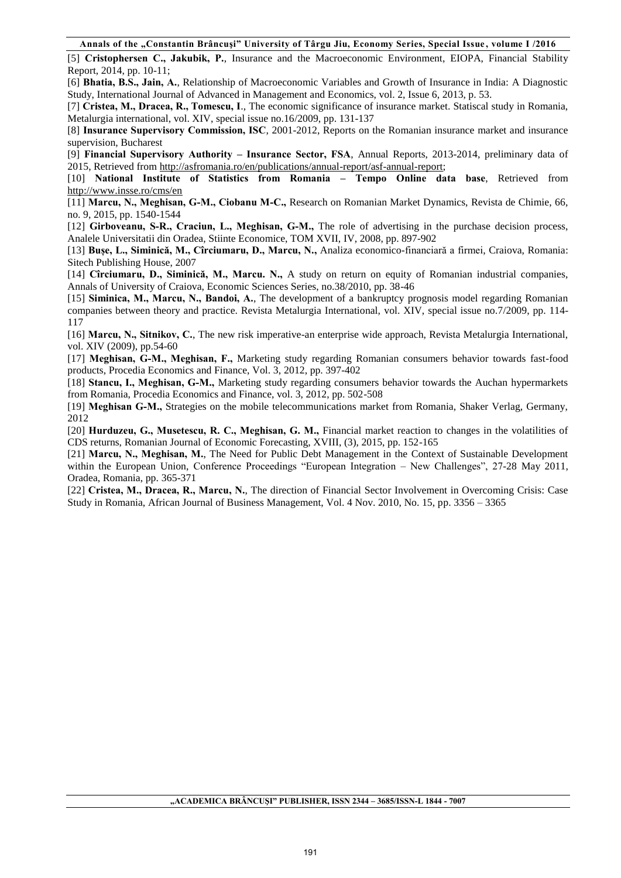[5] **Cristophersen C., Jakubik, P.**, Insurance and the Macroeconomic Environment, EIOPA, Financial Stability Report, 2014, pp. 10-11;

[6] **Bhatia, B.S., Jain, A.**, Relationship of Macroeconomic Variables and Growth of Insurance in India: A Diagnostic Study, International Journal of Advanced in Management and Economics, vol. 2, Issue 6, 2013, p. 53.

[7] **Cristea, M., Dracea, R., Tomescu, I**., The economic significance of insurance market. Statiscal study in Romania, Metalurgia international, vol. XIV, special issue no.16/2009, pp. 131-137

[8] **Insurance Supervisory Commission, ISC**, 2001-2012, Reports on the Romanian insurance market and insurance supervision, Bucharest

[9] **Financial Supervisory Authority – Insurance Sector, FSA**, Annual Reports, 2013-2014, preliminary data of 2015, Retrieved from http://asfromania.ro/en/publications/annual-report/asf-annual-report;

[10] **National Institute of Statistics from Romania – Tempo Online data base**, Retrieved from http://www.insse.ro/cms/en

[11] **Marcu, N., Meghisan, G-M., Ciobanu M-C.,** Research on Romanian Market Dynamics, Revista de Chimie, 66, no. 9, 2015, pp. 1540-1544

[12] **Girboveanu, S-R., Craciun, L., Meghisan, G-M.,** The role of advertising in the purchase decision process, Analele Universitatii din Oradea, Stiinte Economice, TOM XVII, IV, 2008, pp. 897-902

[13] **Bușe, L., Siminică, M., Cîrciumaru, D., Marcu, N.,** Analiza economico-financiară a firmei, Craiova, Romania: Sitech Publishing House, 2007

[14] **Cîrciumaru, D., Siminică, M., Marcu. N.,** A study on return on equity of Romanian industrial companies, Annals of University of Craiova, Economic Sciences Series, no.38/2010, pp. 38-46

[15] **Siminica, M., Marcu, N., Bandoi, A.**, The development of a bankruptcy prognosis model regarding Romanian companies between theory and practice. Revista Metalurgia International, vol. XIV, special issue no.7/2009, pp. 114-117

[16] **Marcu, N., Sitnikov, C.**, The new risk imperative-an enterprise wide approach, Revista Metalurgia International, vol. XIV (2009), pp.54-60

[17] **Meghisan, G-M., Meghisan, F.,** Marketing study regarding Romanian consumers behavior towards fast-food products, Procedia Economics and Finance, Vol. 3, 2012, pp. 397-402

[18] **Stancu, I., Meghisan, G-M.,** Marketing study regarding consumers behavior towards the Auchan hypermarkets from Romania, Procedia Economics and Finance, vol. 3, 2012, pp. 502-508

[19] **Meghisan G-M.,** Strategies on the mobile telecommunications market from Romania, Shaker Verlag, Germany, 2012

[20] **Hurduzeu, G., Musetescu, R. C., Meghisan, G. M.,** Financial market reaction to changes in the volatilities of CDS returns, Romanian Journal of Economic Forecasting, XVIII, (3), 2015, pp. 152-165

[21] **Marcu, N., Meghisan, M.**, The Need for Public Debt Management in the Context of Sustainable Development within the European Union, Conference Proceedings "European Integration – New Challenges", 27-28 May 2011, Oradea, Romania, pp. 365-371

[22] **Cristea, M., Dracea, R., Marcu, N.**, The direction of Financial Sector Involvement in Overcoming Crisis: Case Study in Romania, African Journal of Business Management, Vol. 4 Nov. 2010, No. 15, pp. 3356 – 3365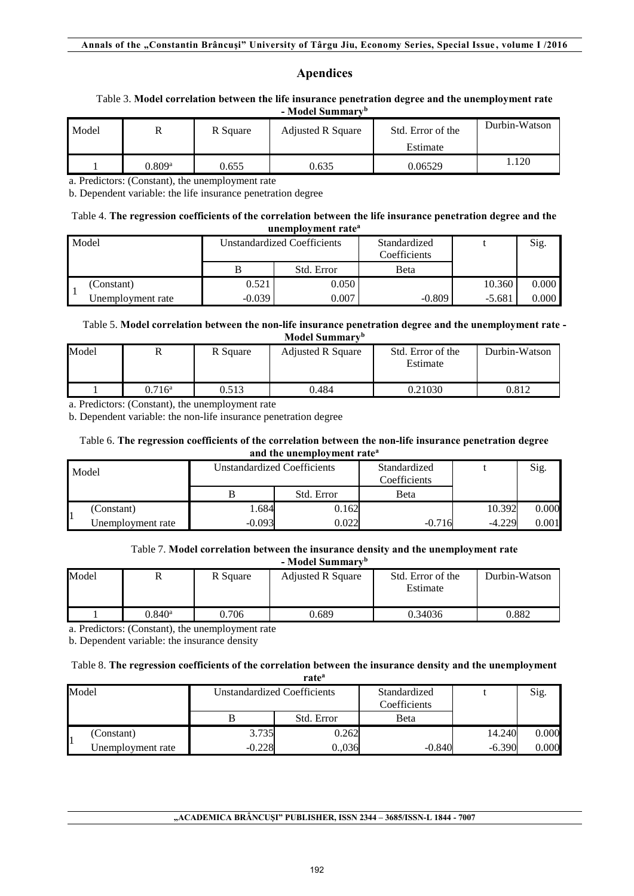## Apendices

Table 3. **Model correlation between the life insurance penetration degree and the unemployment rate - Model Summary[b]**

| Model | R | R Square | Adjusted R Square | Std. Error of the Estimate | Durbin-Watson |
|---|---|---|---|---|---|
| 1 | 0.809[a] | 0.655 | 0.635 | 0.06529 | 1.120 |

a. Predictors: (Constant), the unemployment rate

b. Dependent variable: the life insurance penetration degree

Table 4. **The regression coefficients of the correlation between the life insurance penetration degree and the unemployment rate[a]**

| Model | | Unstandardized Coefficients | | Standardized Coefficients | t | Sig. |
|---|---|---|---|---|---|---|
| | | B | Std. Error | Beta | | |
| 1 | (Constant) | 0.521 | 0.050 | | 10.360 | 0.000 |
| | Unemployment rate | -0.039 | 0.007 | -0.809 | -5.681 | 0.000 |

Table 5. **Model correlation between the non-life insurance penetration degree and the unemployment rate - Model Summary[b]**

| Model | R | R Square | Adjusted R Square | Std. Error of the Estimate | Durbin-Watson |
|---|---|---|---|---|---|
| 1 | 0.716[a] | 0.513 | 0.484 | 0.21030 | 0.812 |

a. Predictors: (Constant), the unemployment rate

b. Dependent variable: the non-life insurance penetration degree

Table 6. **The regression coefficients of the correlation between the non-life insurance penetration degree and the unemployment rate[a]**

| Model | | Unstandardized Coefficients | | Standardized Coefficients | t | Sig. |
|---|---|---|---|---|---|---|
| | | B | Std. Error | Beta | | |
| 1 | (Constant) | 1.684 | 0.162 | | 10.392 | 0.000 |
| | Unemployment rate | -0.093 | 0.022 | -0.716 | -4.229 | 0.001 |

Table 7. **Model correlation between the insurance density and the unemployment rate - Model Summary[b]**

| Model | R | R Square | Adjusted R Square | Std. Error of the Estimate | Durbin-Watson |
|---|---|---|---|---|---|
| 1 | 0.840[a] | 0.706 | 0.689 | 0.34036 | 0.882 |

a. Predictors: (Constant), the unemployment rate

b. Dependent variable: the insurance density

Table 8. **The regression coefficients of the correlation between the insurance density and the unemployment rate[a]**

| Model | | Unstandardized Coefficients | | Standardized Coefficients | t | Sig. |
|---|---|---|---|---|---|---|
| | | B | Std. Error | Beta | | |
| 1 | (Constant) | 3.735 | 0.262 | | 14.240 | 0.000 |
| | Unemployment rate | -0.228 | 0.,036 | -0.840 | -6.390 | 0.000 |